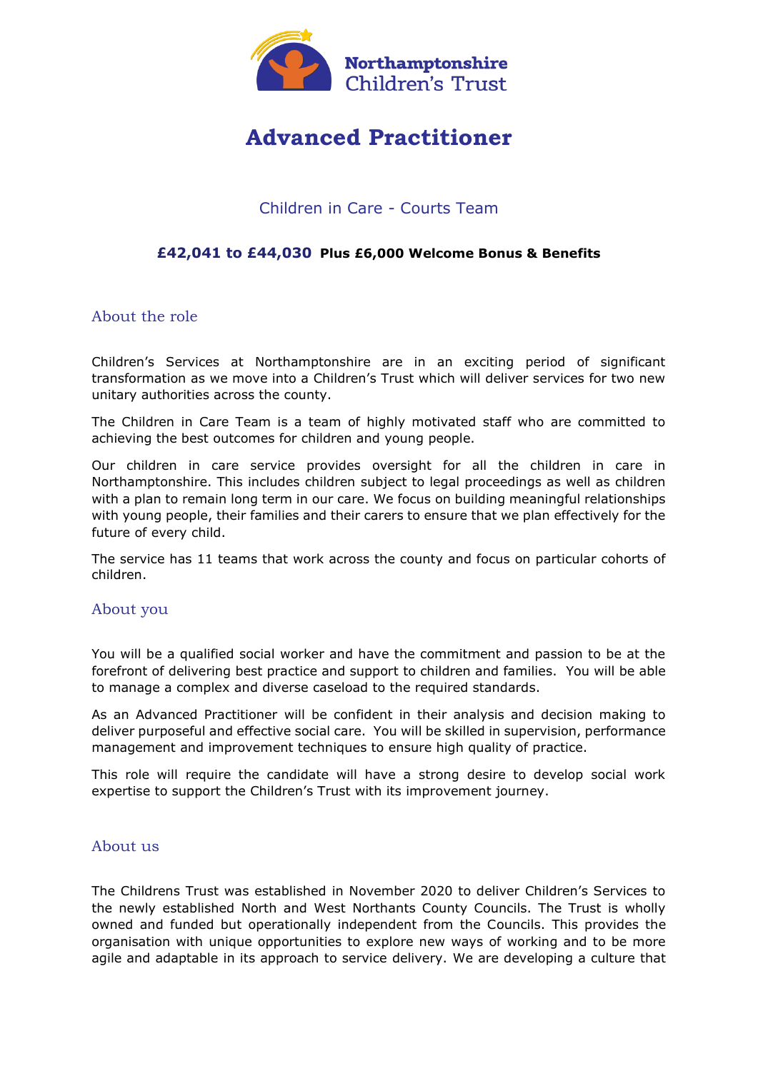Northamptonshire Children's Trust

# Advanced Practitioner

## Children in Care - Courts Team

**£42,041 to £44,030 Plus £6,000 Welcome Bonus & Benefits**

### About the role

Children's Services at Northamptonshire are in an exciting period of significant transformation as we move into a Children's Trust which will deliver services for two new unitary authorities across the county.

The Children in Care Team is a team of highly motivated staff who are committed to achieving the best outcomes for children and young people.

Our children in care service provides oversight for all the children in care in Northamptonshire. This includes children subject to legal proceedings as well as children with a plan to remain long term in our care. We focus on building meaningful relationships with young people, their families and their carers to ensure that we plan effectively for the future of every child.

The service has 11 teams that work across the county and focus on particular cohorts of children.

### About you

You will be a qualified social worker and have the commitment and passion to be at the forefront of delivering best practice and support to children and families. You will be able to manage a complex and diverse caseload to the required standards.

As an Advanced Practitioner will be confident in their analysis and decision making to deliver purposeful and effective social care. You will be skilled in supervision, performance management and improvement techniques to ensure high quality of practice.

This role will require the candidate will have a strong desire to develop social work expertise to support the Children's Trust with its improvement journey.

### About us

The Childrens Trust was established in November 2020 to deliver Children's Services to the newly established North and West Northants County Councils. The Trust is wholly owned and funded but operationally independent from the Councils. This provides the organisation with unique opportunities to explore new ways of working and to be more agile and adaptable in its approach to service delivery. We are developing a culture that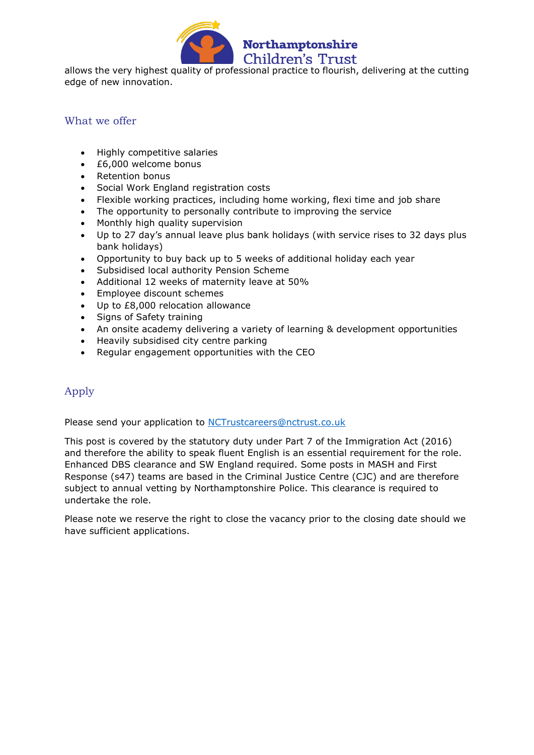allows the very highest quality of professional practice to flourish, delivering at the cutting edge of new innovation.

## What we offer

- Highly competitive salaries
- £6,000 welcome bonus
- Retention bonus
- Social Work England registration costs
- Flexible working practices, including home working, flexi time and job share
- The opportunity to personally contribute to improving the service
- Monthly high quality supervision
- Up to 27 day's annual leave plus bank holidays (with service rises to 32 days plus bank holidays)
- Opportunity to buy back up to 5 weeks of additional holiday each year
- Subsidised local authority Pension Scheme
- Additional 12 weeks of maternity leave at 50%
- Employee discount schemes
- Up to £8,000 relocation allowance
- Signs of Safety training
- An onsite academy delivering a variety of learning & development opportunities
- Heavily subsidised city centre parking
- Regular engagement opportunities with the CEO

## Apply

Please send your application to [NCTrustcareers@nctrust.co.uk](mailto:NCTrustcareers@nctrust.co.uk)

This post is covered by the statutory duty under Part 7 of the Immigration Act (2016) and therefore the ability to speak fluent English is an essential requirement for the role. Enhanced DBS clearance and SW England required. Some posts in MASH and First Response (s47) teams are based in the Criminal Justice Centre (CJC) and are therefore subject to annual vetting by Northamptonshire Police. This clearance is required to undertake the role.

Please note we reserve the right to close the vacancy prior to the closing date should we have sufficient applications.